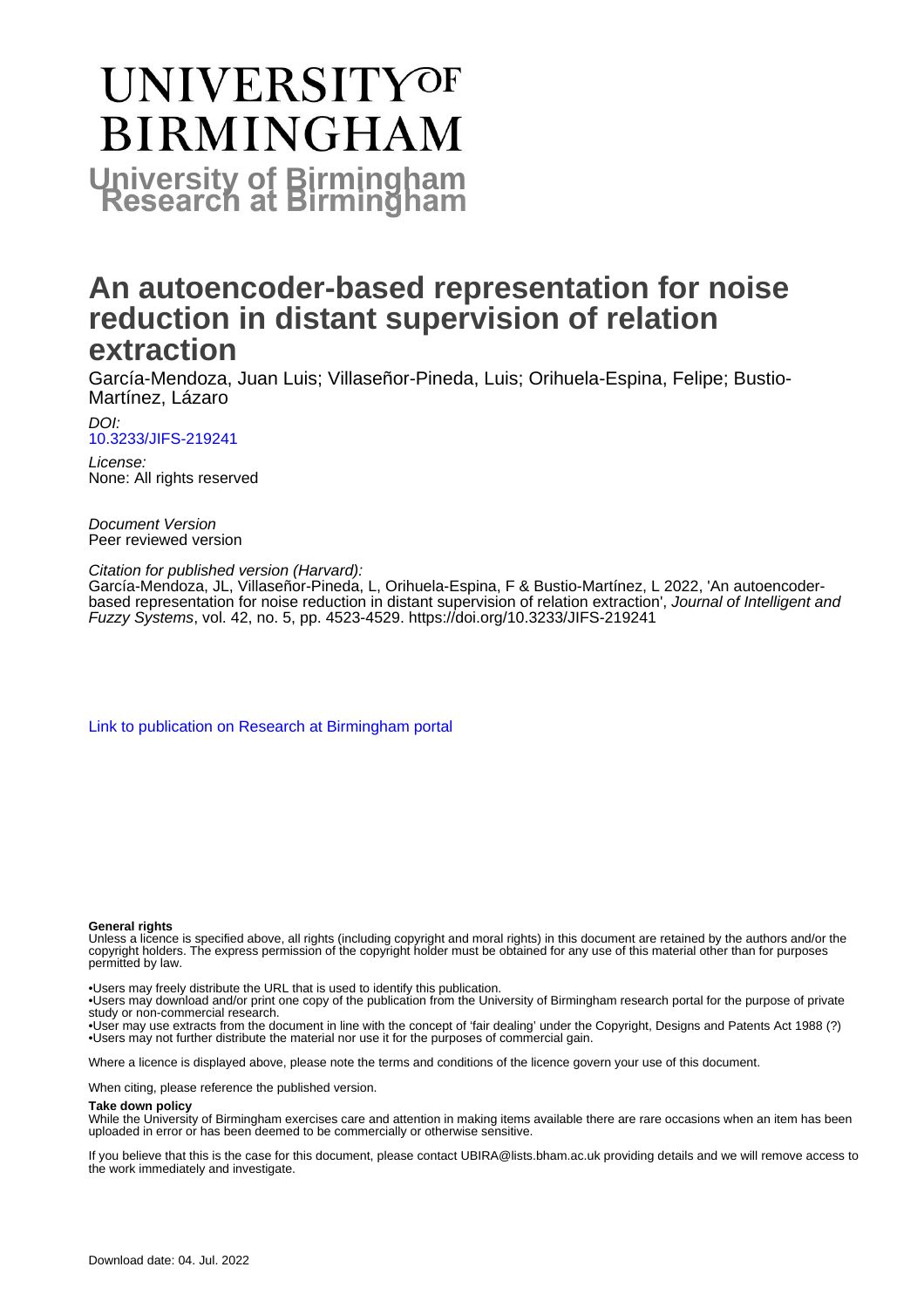# UNIVERSITY OF BIRMINGHAM

**University of Birmingham Research at Birmingham**

# An autoencoder-based representation for noise reduction in distant supervision of relation extraction

García-Mendoza, Juan Luis; Villaseñor-Pineda, Luis; Orihuela-Espina, Felipe; Bustio-Martínez, Lázaro

*DOI:*
10.3233/JIFS-219241

*License:*
None: All rights reserved

*Document Version*
Peer reviewed version

*Citation for published version (Harvard):*
García-Mendoza, JL, Villaseñor-Pineda, L, Orihuela-Espina, F & Bustio-Martínez, L 2022, 'An autoencoder-based representation for noise reduction in distant supervision of relation extraction', *Journal of Intelligent and Fuzzy Systems*, vol. 42, no. 5, pp. 4523-4529. https://doi.org/10.3233/JIFS-219241

Link to publication on Research at Birmingham portal

**General rights**

Unless a licence is specified above, all rights (including copyright and moral rights) in this document are retained by the authors and/or the copyright holders. The express permission of the copyright holder must be obtained for any use of this material other than for purposes permitted by law.

•Users may freely distribute the URL that is used to identify this publication.
•Users may download and/or print one copy of the publication from the University of Birmingham research portal for the purpose of private study or non-commercial research.
•Users may use extracts from the document in line with the concept of 'fair dealing' under the Copyright, Designs and Patents Act 1988 (?)
•Users may not further distribute the material nor use it for the purposes of commercial gain.

Where a licence is displayed above, please note the terms and conditions of the licence govern your use of this document.

When citing, please reference the published version.

**Take down policy**

While the University of Birmingham exercises care and attention in making items available there are rare occasions when an item has been uploaded in error or has been deemed to be commercially or otherwise sensitive.

If you believe that this is the case for this document, please contact UBIRA@lists.bham.ac.uk providing details and we will remove access to the work immediately and investigate.

Download date: 04. Jul. 2022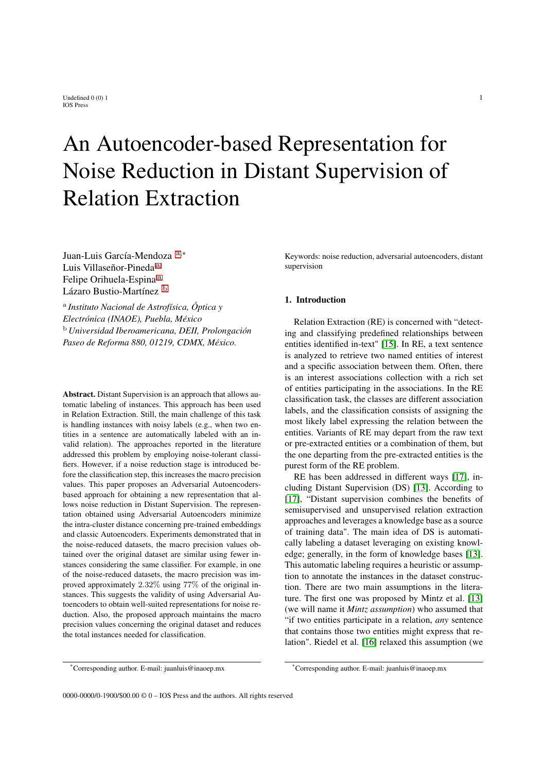# An Autoencoder-based Representation for Noise Reduction in Distant Supervision of Relation Extraction

Juan-Luis García-Mendoza [a],*
Luis Villaseñor-Pineda [a]
Felipe Orihuela-Espina [a]
Lázaro Bustio-Martínez [b]

[a] *Instituto Nacional de Astrofísica, Óptica y Electrónica (INAOE), Puebla, México*
[b] *Universidad Iberoamericana, DEII, Prolongación Paseo de Reforma 880, 01219, CDMX, México.*

**Abstract.** Distant Supervision is an approach that allows automatic labeling of instances. This approach has been used in Relation Extraction. Still, the main challenge of this task is handling instances with noisy labels (e.g., when two entities in a sentence are automatically labeled with an invalid relation). The approaches reported in the literature addressed this problem by employing noise-tolerant classifiers. However, if a noise reduction stage is introduced before the classification step, this increases the macro precision values. This paper proposes an Adversarial Autoencoders-based approach for obtaining a new representation that allows noise reduction in Distant Supervision. The representation obtained using Adversarial Autoencoders minimize the intra-cluster distance concerning pre-trained embeddings and classic Autoencoders. Experiments demonstrated that in the noise-reduced datasets, the macro precision values obtained over the original dataset are similar using fewer instances considering the same classifier. For example, in one of the noise-reduced datasets, the macro precision was improved approximately $2.32\%$ using $77\%$ of the original instances. This suggests the validity of using Adversarial Autoencoders to obtain well-suited representations for noise reduction. Also, the proposed approach maintains the macro precision values concerning the original dataset and reduces the total instances needed for classification.

Keywords: noise reduction, adversarial autoencoders, distant supervision

## 1. Introduction

Relation Extraction (RE) is concerned with "detecting and classifying predefined relationships between entities identified in-text" [15]. In RE, a text sentence is analyzed to retrieve two named entities of interest and a specific association between them. Often, there is an interest associations collection with a rich set of entities participating in the associations. In the RE classification task, the classes are different association labels, and the classification consists of assigning the most likely label expressing the relation between the entities. Variants of RE may depart from the raw text or pre-extracted entities or a combination of them, but the one departing from the pre-extracted entities is the purest form of the RE problem.

RE has been addressed in different ways [17], including Distant Supervision (DS) [13]. According to [17], "Distant supervision combines the benefits of semisupervised and unsupervised relation extraction approaches and leverages a knowledge base as a source of training data". The main idea of DS is automatically labeling a dataset leveraging on existing knowledge; generally, in the form of knowledge bases [13]. This automatic labeling requires a heuristic or assumption to annotate the instances in the dataset construction. There are two main assumptions in the literature. The first one was proposed by Mintz et al. [13] (we will name it *Mintz assumption*) who assumed that "if two entities participate in a relation, *any* sentence that contains those two entities might express that relation". Riedel et al. [16] relaxed this assumption (we

*Corresponding author. E-mail: juanluis@inaoep.mx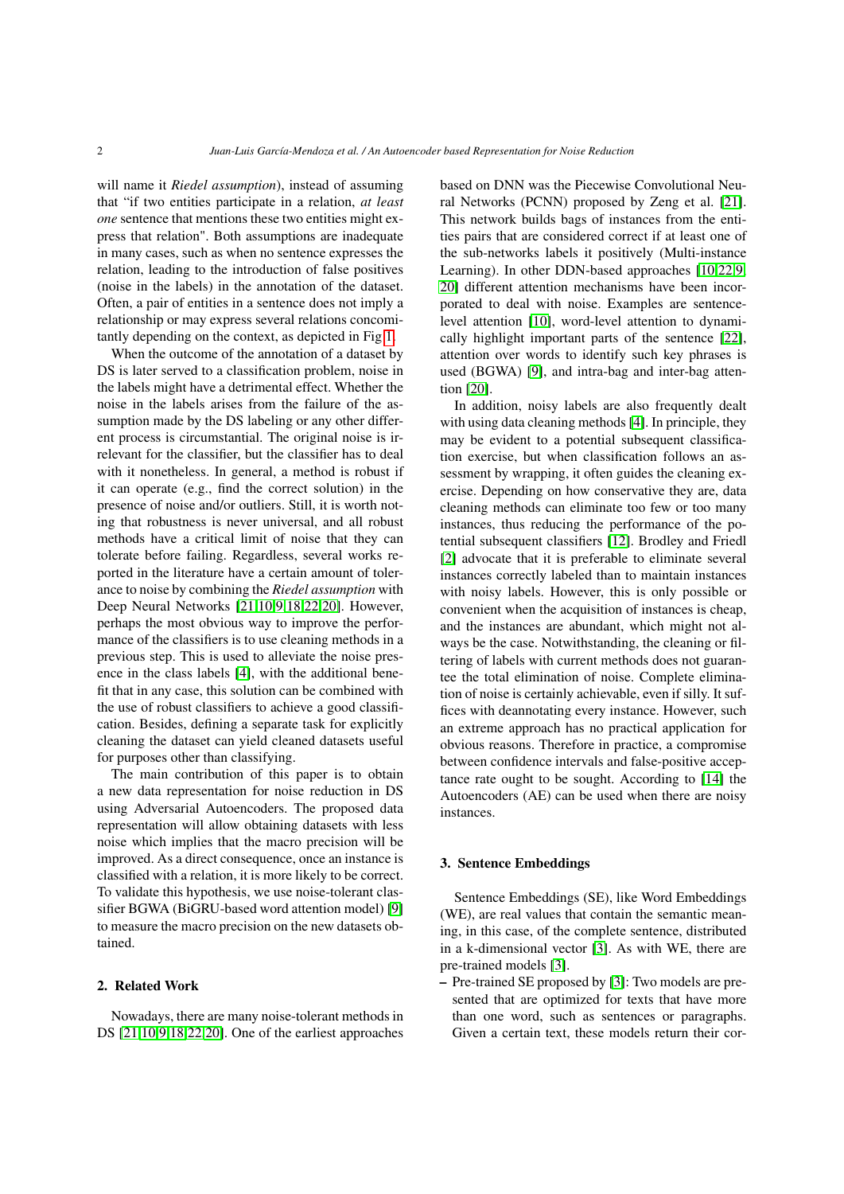will name it *Riedel assumption*), instead of assuming that "if two entities participate in a relation, *at least one* sentence that mentions these two entities might express that relation". Both assumptions are inadequate in many cases, such as when no sentence expresses the relation, leading to the introduction of false positives (noise in the labels) in the annotation of the dataset. Often, a pair of entities in a sentence does not imply a relationship or may express several relations concomitantly depending on the context, as depicted in Fig 1.

When the outcome of the annotation of a dataset by DS is later served to a classification problem, noise in the labels might have a detrimental effect. Whether the noise in the labels arises from the failure of the assumption made by the DS labeling or any other different process is circumstantial. The original noise is irrelevant for the classifier, but the classifier has to deal with it nonetheless. In general, a method is robust if it can operate (e.g., find the correct solution) in the presence of noise and/or outliers. Still, it is worth noting that robustness is never universal, and all robust methods have a critical limit of noise that they can tolerate before failing. Regardless, several works reported in the literature have a certain amount of tolerance to noise by combining the *Riedel assumption* with Deep Neural Networks [21,10,9,18,22,20]. However, perhaps the most obvious way to improve the performance of the classifiers is to use cleaning methods in a previous step. This is used to alleviate the noise presence in the class labels [4], with the additional benefit that in any case, this solution can be combined with the use of robust classifiers to achieve a good classification. Besides, defining a separate task for explicitly cleaning the dataset can yield cleaned datasets useful for purposes other than classifying.

The main contribution of this paper is to obtain a new data representation for noise reduction in DS using Adversarial Autoencoders. The proposed data representation will allow obtaining datasets with less noise which implies that the macro precision will be improved. As a direct consequence, once an instance is classified with a relation, it is more likely to be correct. To validate this hypothesis, we use noise-tolerant classifier BGWA (BiGRU-based word attention model) [9] to measure the macro precision on the new datasets obtained.

## 2. Related Work

Nowadays, there are many noise-tolerant methods in DS [21,10,9,18,22,20]. One of the earliest approaches based on DNN was the Piecewise Convolutional Neural Networks (PCNN) proposed by Zeng et al. [21]. This network builds bags of instances from the entities pairs that are considered correct if at least one of the sub-networks labels it positively (Multi-instance Learning). In other DDN-based approaches [10,22,9,20] different attention mechanisms have been incorporated to deal with noise. Examples are sentence-level attention [10], word-level attention to dynamically highlight important parts of the sentence [22], attention over words to identify such key phrases is used (BGWA) [9], and intra-bag and inter-bag attention [20].

In addition, noisy labels are also frequently dealt with using data cleaning methods [4]. In principle, they may be evident to a potential subsequent classification exercise, but when classification follows an assessment by wrapping, it often guides the cleaning exercise. Depending on how conservative they are, data cleaning methods can eliminate too few or too many instances, thus reducing the performance of the potential subsequent classifiers [12]. Brodley and Friedl [2] advocate that it is preferable to eliminate several instances correctly labeled than to maintain instances with noisy labels. However, this is only possible or convenient when the acquisition of instances is cheap, and the instances are abundant, which might not always be the case. Notwithstanding, the cleaning or filtering of labels with current methods does not guarantee the total elimination of noise. Complete elimination of noise is certainly achievable, even if silly. It suffices with deannotating every instance. However, such an extreme approach has no practical application for obvious reasons. Therefore in practice, a compromise between confidence intervals and false-positive acceptance rate ought to be sought. According to [14] the Autoencoders (AE) can be used when there are noisy instances.

## 3. Sentence Embeddings

Sentence Embeddings (SE), like Word Embeddings (WE), are real values that contain the semantic meaning, in this case, of the complete sentence, distributed in a k-dimensional vector [3]. As with WE, there are pre-trained models [3].

– Pre-trained SE proposed by [3]: Two models are presented that are optimized for texts that have more than one word, such as sentences or paragraphs. Given a certain text, these models return their cor-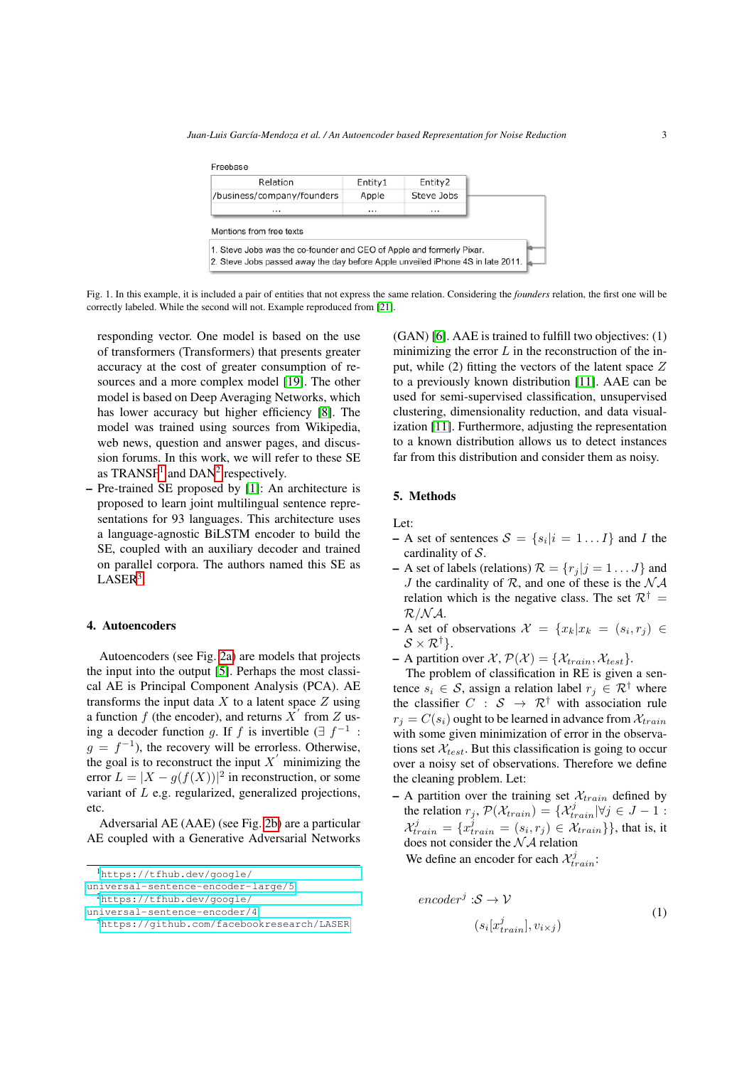Freebase

| Relation | Entity1 | Entity2 |
|---|---|---|
| /business/company/founders | Apple | Steve Jobs |
| ... | ... | ... |

Mentions from free texts

1. Steve Jobs was the co-founder and CEO of Apple and formerly Pixar.
2. Steve Jobs passed away the day before Apple unveiled iPhone 4S in late 2011.

Fig. 1. In this example, it is included a pair of entities that not express the same relation. Considering the *founders* relation, the first one will be correctly labeled. While the second will not. Example reproduced from [21].

responding vector. One model is based on the use of transformers (Transformers) that presents greater accuracy at the cost of greater consumption of resources and a more complex model [19]. The other model is based on Deep Averaging Networks, which has lower accuracy but higher efficiency [8]. The model was trained using sources from Wikipedia, web news, question and answer pages, and discussion forums. In this work, we will refer to these SE as TRANSF[1] and DAN[2] respectively.

– Pre-trained SE proposed by [1]: An architecture is proposed to learn joint multilingual sentence representations for 93 languages. This architecture uses a language-agnostic BiLSTM encoder to build the SE, coupled with an auxiliary decoder and trained on parallel corpora. The authors named this SE as LASER[3].

## 4. Autoencoders

Autoencoders (see Fig. 2a) are models that projects the input into the output [5]. Perhaps the most classical AE is Principal Component Analysis (PCA). AE transforms the input data $X$ to a latent space $Z$ using a function $f$ (the encoder), and returns $X'$ from $Z$ using a decoder function $g$. If $f$ is invertible ($\exists\ f^{-1}$ : $g = f^{-1}$), the recovery will be errorless. Otherwise, the goal is to reconstruct the input $X'$ minimizing the error $L = |X - g(f(X))|^2$ in reconstruction, or some variant of $L$ e.g. regularized, generalized projections, etc.

Adversarial AE (AAE) (see Fig. 2b) are a particular AE coupled with a Generative Adversarial Networks (GAN) [6]. AAE is trained to fulfill two objectives: (1) minimizing the error $L$ in the reconstruction of the input, while (2) fitting the vectors of the latent space $Z$ to a previously known distribution [11]. AAE can be used for semi-supervised classification, unsupervised clustering, dimensionality reduction, and data visualization [11]. Furthermore, adjusting the representation to a known distribution allows us to detect instances far from this distribution and consider them as noisy.

## 5. Methods

Let:

– A set of sentences $\mathcal{S} = \{s_i | i = 1 \ldots I\}$ and $I$ the cardinality of $\mathcal{S}$.

– A set of labels (relations) $\mathcal{R} = \{r_j | j = 1 \ldots J\}$ and $J$ the cardinality of $\mathcal{R}$, and one of these is the $\mathcal{NA}$ relation which is the negative class. The set $\mathcal{R}^\dagger = \mathcal{R}/\mathcal{NA}$.

– A set of observations $\mathcal{X} = \{x_k | x_k = (s_i, r_j) \in \mathcal{S} \times \mathcal{R}^\dagger\}$.

– A partition over $\mathcal{X}$, $\mathcal{P}(\mathcal{X}) = \{\mathcal{X}_{train}, \mathcal{X}_{test}\}$.

The problem of classification in RE is given a sentence $s_i \in \mathcal{S}$, assign a relation label $r_j \in \mathcal{R}^\dagger$ where the classifier $C : \mathcal{S} \rightarrow \mathcal{R}^\dagger$ with association rule $r_j = C(s_i)$ ought to be learned in advance from $\mathcal{X}_{train}$ with some given minimization of error in the observations set $\mathcal{X}_{test}$. But this classification is going to occur over a noisy set of observations. Therefore we define the cleaning problem. Let:

– A partition over the training set $\mathcal{X}_{train}$ defined by the relation $r_j$, $\mathcal{P}(\mathcal{X}_{train}) = \{\mathcal{X}^j_{train} | \forall j \in J - 1 : \mathcal{X}^j_{train} = \{x^j_{train} = (s_i, r_j) \in \mathcal{X}_{train}\}\}$, that is, it does not consider the $\mathcal{NA}$ relation

We define an encoder for each $\mathcal{X}^j_{train}$:

$$
\begin{aligned}
encoder^j :& \mathcal{S} \rightarrow \mathcal{V} \\
& (s_i[x^j_{train}], v_{i \times j})
\end{aligned}
\tag{1}
$$

[1] https://tfhub.dev/google/universal-sentence-encoder-large/5

[2] https://tfhub.dev/google/universal-sentence-encoder/4

[3] https://github.com/facebookresearch/LASER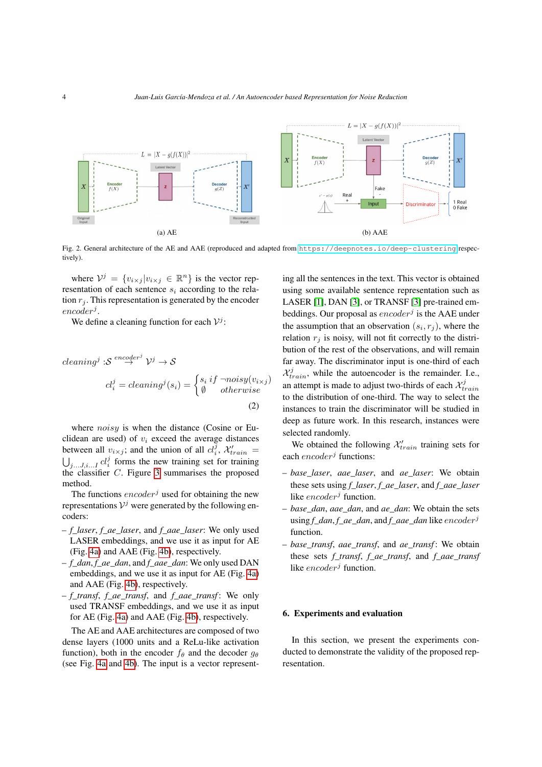Fig. 2. General architecture of the AE and AAE (reproduced and adapted from https://deepnotes.io/deep-clustering respectively).

where $\mathcal{V}^j = \{v_{i\times j} | v_{i\times j} \in \mathbb{R}^n\}$ is the vector representation of each sentence $s_i$ according to the relation $r_j$. This representation is generated by the encoder $encoder^j$.

We define a cleaning function for each $\mathcal{V}^j$:

$$cleaning^j : \mathcal{S} \overset{encoder^j}{\rightarrow} \mathcal{V}^j \rightarrow \mathcal{S}$$

$$cl_i^j = cleaning^j(s_i) = \begin{cases} s_i \; if \; \neg noisy(v_{i\times j}) \\ \emptyset \quad otherwise \end{cases} \tag{2}$$

where $noisy$ is when the distance (Cosine or Euclidean are used) of $v_i$ exceed the average distances between all $v_{i\times j}$; and the union of all $cl_i^j$, $\mathcal{X}'_{train} = \bigcup_{j...J,i...I} cl_i^j$ forms the new training set for training the classifier $C$. Figure 3 summarises the proposed method.

The functions $encoder^j$ used for obtaining the new representations $\mathcal{V}^j$ were generated by the following encoders:

- *f_laser*, *f_ae_laser*, and *f_aae_laser*: We only used LASER embeddings, and we use it as input for AE (Fig. 4a) and AAE (Fig. 4b), respectively.
- *f_dan*, *f_ae_dan*, and *f_aae_dan*: We only used DAN embeddings, and we use it as input for AE (Fig. 4a) and AAE (Fig. 4b), respectively.
- *f_transf*, *f_ae_transf*, and *f_aae_transf*: We only used TRANSF embeddings, and we use it as input for AE (Fig. 4a) and AAE (Fig. 4b), respectively.

The AE and AAE architectures are composed of two dense layers (1000 units and a ReLu-like activation function), both in the encoder $f_\theta$ and the decoder $g_\theta$ (see Fig. 4a and 4b). The input is a vector representing all the sentences in the text. This vector is obtained using some available sentence representation such as LASER [1], DAN [3], or TRANSF [3] pre-trained embeddings. Our proposal as $encoder^j$ is the AAE under the assumption that an observation $(s_i, r_j)$, where the relation $r_j$ is noisy, will not fit correctly to the distribution of the rest of the observations, and will remain far away. The discriminator input is one-third of each $\mathcal{X}^j_{train}$, while the autoencoder is the remainder. I.e., an attempt is made to adjust two-thirds of each $\mathcal{X}^j_{train}$ to the distribution of one-third. The way to select the instances to train the discriminator will be studied in deep as future work. In this research, instances were selected randomly.

We obtained the following $\mathcal{X}'_{train}$ training sets for each $encoder^j$ functions:

- *base_laser*, *aae_laser*, and *ae_laser*: We obtain these sets using *f_laser*, *f_ae_laser*, and *f_aae_laser* like $encoder^j$ function.
- *base_dan*, *aae_dan*, and *ae_dan*: We obtain the sets using *f_dan*, *f_ae_dan*, and *f_aae_dan* like $encoder^j$ function.
- *base_transf*, *aae_transf*, and *ae_transf*: We obtain these sets *f_transf*, *f_ae_transf*, and *f_aae_transf* like $encoder^j$ function.

## 6. Experiments and evaluation

In this section, we present the experiments conducted to demonstrate the validity of the proposed representation.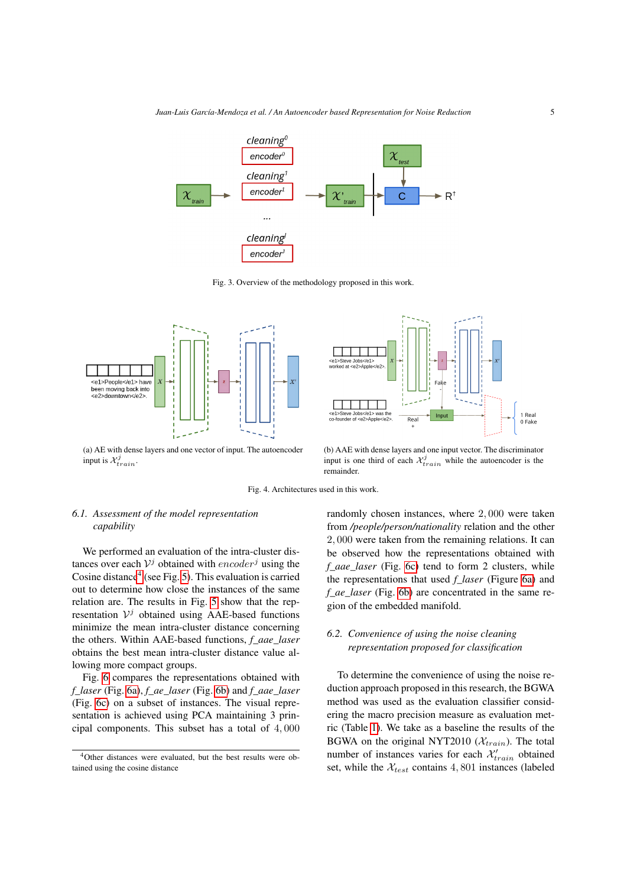Fig. 3. Overview of the methodology proposed in this work.

(a) AE with dense layers and one vector of input. The autoencoder input is $\mathcal{X}^j_{train}$.

(b) AAE with dense layers and one input vector. The discriminator input is one third of each $\mathcal{X}^j_{train}$ while the autoencoder is the remainder.

Fig. 4. Architectures used in this work.

### 6.1. Assessment of the model representation capability

We performed an evaluation of the intra-cluster distances over each $\mathcal{V}^j$ obtained with $encoder^j$ using the Cosine distance[4] (see Fig. 5). This evaluation is carried out to determine how close the instances of the same relation are. The results in Fig. 5 show that the representation $\mathcal{V}^j$ obtained using AAE-based functions minimize the mean intra-cluster distance concerning the others. Within AAE-based functions, *f_aae_laser* obtains the best mean intra-cluster distance value allowing more compact groups.

Fig. 6 compares the representations obtained with *f_laser* (Fig. 6a), *f_ae_laser* (Fig. 6b) and *f_aae_laser* (Fig. 6c) on a subset of instances. The visual representation is achieved using PCA maintaining 3 principal components. This subset has a total of $4,000$ randomly chosen instances, where $2,000$ were taken from */people/person/nationality* relation and the other $2,000$ were taken from the remaining relations. It can be observed how the representations obtained with *f_aae_laser* (Fig. 6c) tend to form 2 clusters, while the representations that used *f_laser* (Figure 6a) and *f_ae_laser* (Fig. 6b) are concentrated in the same region of the embedded manifold.

### 6.2. Convenience of using the noise cleaning representation proposed for classification

To determine the convenience of using the noise reduction approach proposed in this research, the BGWA method was used as the evaluation classifier considering the macro precision measure as evaluation metric (Table 1). We take as a baseline the results of the BGWA on the original NYT2010 ($\mathcal{X}_{train}$). The total number of instances varies for each $\mathcal{X}'_{train}$ obtained set, while the $\mathcal{X}_{test}$ contains $4,801$ instances (labeled

[4]Other distances were evaluated, but the best results were obtained using the cosine distance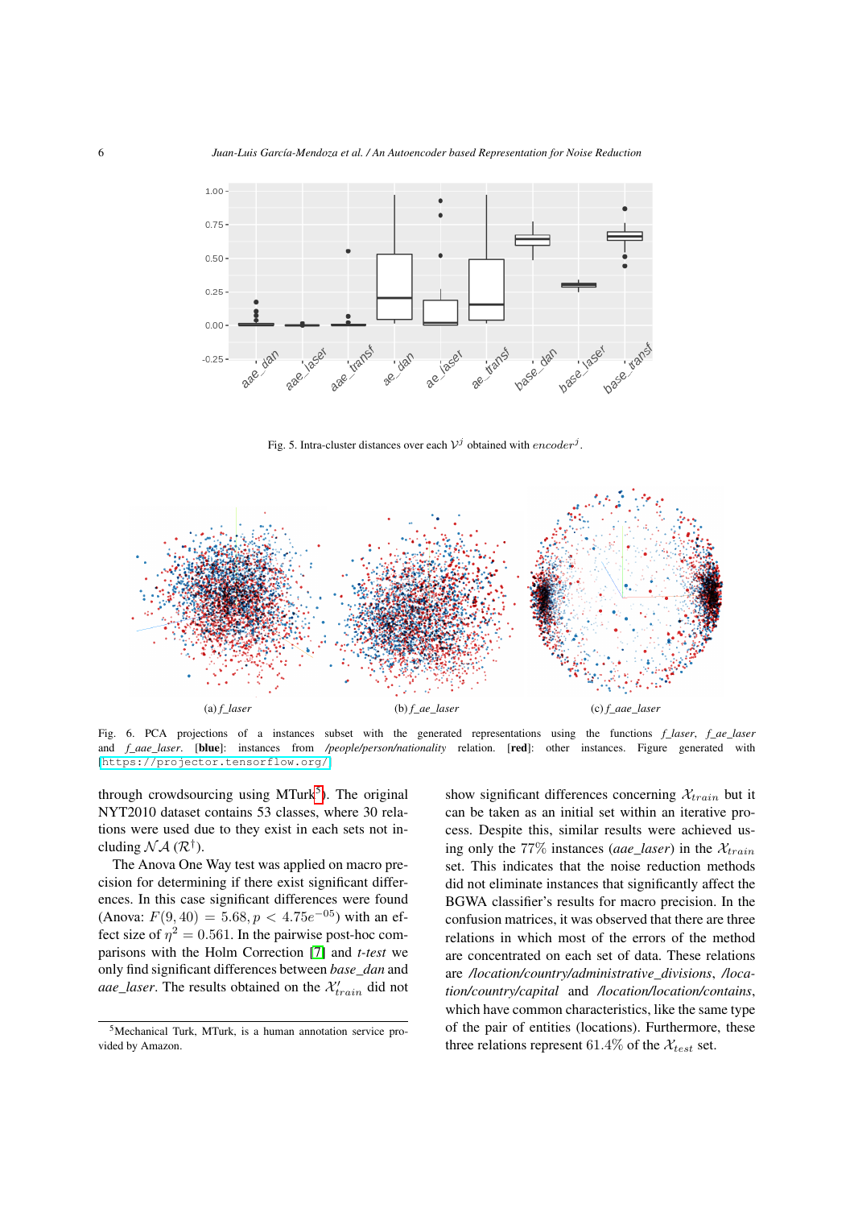Fig. 5. Intra-cluster distances over each $\mathcal{V}^j$ obtained with $encoder^j$.

(a) *f_laser* (b) *f_ae_laser* (c) *f_aae_laser*

Fig. 6. PCA projections of a instances subset with the generated representations using the functions *f_laser*, *f_ae_laser* and *f_aae_laser*. [**blue**]: instances from */people/person/nationality* relation. [**red**]: other instances. Figure generated with https://projector.tensorflow.org/

through crowdsourcing using MTurk[5]. The original NYT2010 dataset contains 53 classes, where 30 relations were used due to they exist in each sets not including $\mathcal{NA}$ ($\mathcal{R}^{\dagger}$).

The Anova One Way test was applied on macro precision for determining if there exist significant differences. In this case significant differences were found (Anova: $F(9, 40) = 5.68, p < 4.75e^{-05}$) with an effect size of $\eta^2 = 0.561$. In the pairwise post-hoc comparisons with the Holm Correction [7] and *t-test* we only find significant differences between *base_dan* and *aae_laser*. The results obtained on the $\mathcal{X}'_{train}$ did not show significant differences concerning $\mathcal{X}_{train}$ but it can be taken as an initial set within an iterative process. Despite this, similar results were achieved using only the 77% instances (*aae_laser*) in the $\mathcal{X}_{train}$ set. This indicates that the noise reduction methods did not eliminate instances that significantly affect the BGWA classifier's results for macro precision. In the confusion matrices, it was observed that there are three relations in which most of the errors of the method are concentrated on each set of data. These relations are */location/country/administrative_divisions*, */location/country/capital* and */location/location/contains*, which have common characteristics, like the same type of the pair of entities (locations). Furthermore, these three relations represent 61.4% of the $\mathcal{X}_{test}$ set.

[5]Mechanical Turk, MTurk, is a human annotation service provided by Amazon.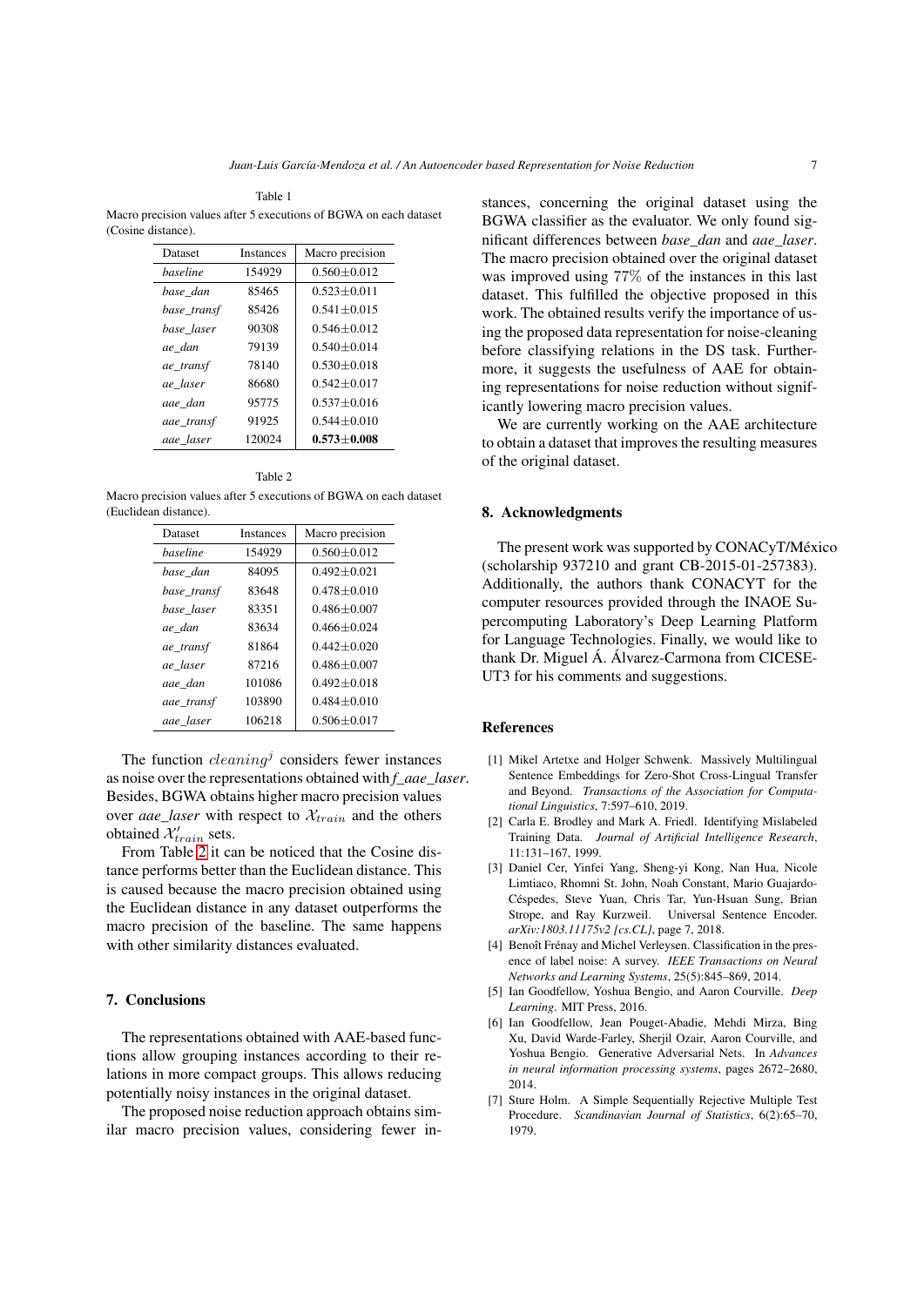Table 1

Macro precision values after 5 executions of BGWA on each dataset (Cosine distance).

| Dataset | Instances | Macro precision |
|---|---|---|
| *baseline* | 154929 | 0.560±0.012 |
| *base_dan* | 85465 | 0.523±0.011 |
| *base_transf* | 85426 | 0.541±0.015 |
| *base_laser* | 90308 | 0.546±0.012 |
| *ae_dan* | 79139 | 0.540±0.014 |
| *ae_transf* | 78140 | 0.530±0.018 |
| *ae_laser* | 86680 | 0.542±0.017 |
| *aae_dan* | 95775 | 0.537±0.016 |
| *aae_transf* | 91925 | 0.544±0.010 |
| *aae_laser* | 120024 | **0.573±0.008** |

Table 2

Macro precision values after 5 executions of BGWA on each dataset (Euclidean distance).

| Dataset | Instances | Macro precision |
|---|---|---|
| *baseline* | 154929 | 0.560±0.012 |
| *base_dan* | 84095 | 0.492±0.021 |
| *base_transf* | 83648 | 0.478±0.010 |
| *base_laser* | 83351 | 0.486±0.007 |
| *ae_dan* | 83634 | 0.466±0.024 |
| *ae_transf* | 81864 | 0.442±0.020 |
| *ae_laser* | 87216 | 0.486±0.007 |
| *aae_dan* | 101086 | 0.492±0.018 |
| *aae_transf* | 103890 | 0.484±0.010 |
| *aae_laser* | 106218 | 0.506±0.017 |

The function $cleaning^j$ considers fewer instances as noise over the representations obtained with *f_aae_laser*. Besides, BGWA obtains higher macro precision values over *aae_laser* with respect to $\mathcal{X}_{train}$ and the others obtained $\mathcal{X}'_{train}$ sets.

From Table 2 it can be noticed that the Cosine distance performs better than the Euclidean distance. This is caused because the macro precision obtained using the Euclidean distance in any dataset outperforms the macro precision of the baseline. The same happens with other similarity distances evaluated.

## 7. Conclusions

The representations obtained with AAE-based functions allow grouping instances according to their relations in more compact groups. This allows reducing potentially noisy instances in the original dataset.

The proposed noise reduction approach obtains similar macro precision values, considering fewer instances, concerning the original dataset using the BGWA classifier as the evaluator. We only found significant differences between *base_dan* and *aae_laser*. The macro precision obtained over the original dataset was improved using 77% of the instances in this last dataset. This fulfilled the objective proposed in this work. The obtained results verify the importance of using the proposed data representation for noise-cleaning before classifying relations in the DS task. Furthermore, it suggests the usefulness of AAE for obtaining representations for noise reduction without significantly lowering macro precision values.

We are currently working on the AAE architecture to obtain a dataset that improves the resulting measures of the original dataset.

## 8. Acknowledgments

The present work was supported by CONACyT/México (scholarship 937210 and grant CB-2015-01-257383). Additionally, the authors thank CONACYT for the computer resources provided through the INAOE Supercomputing Laboratory's Deep Learning Platform for Language Technologies. Finally, we would like to thank Dr. Miguel Á. Álvarez-Carmona from CICESE-UT3 for his comments and suggestions.

## References

[1] Mikel Artetxe and Holger Schwenk. Massively Multilingual Sentence Embeddings for Zero-Shot Cross-Lingual Transfer and Beyond. *Transactions of the Association for Computational Linguistics*, 7:597–610, 2019.

[2] Carla E. Brodley and Mark A. Friedl. Identifying Mislabeled Training Data. *Journal of Artificial Intelligence Research*, 11:131–167, 1999.

[3] Daniel Cer, Yinfei Yang, Sheng-yi Kong, Nan Hua, Nicole Limtiaco, Rhomni St. John, Noah Constant, Mario Guajardo-Céspedes, Steve Yuan, Chris Tar, Yun-Hsuan Sung, Brian Strope, and Ray Kurzweil. Universal Sentence Encoder. *arXiv:1803.11175v2 [cs.CL]*, page 7, 2018.

[4] Benoît Frénay and Michel Verleysen. Classification in the presence of label noise: A survey. *IEEE Transactions on Neural Networks and Learning Systems*, 25(5):845–869, 2014.

[5] Ian Goodfellow, Yoshua Bengio, and Aaron Courville. *Deep Learning*. MIT Press, 2016.

[6] Ian Goodfellow, Jean Pouget-Abadie, Mehdi Mirza, Bing Xu, David Warde-Farley, Sherjil Ozair, Aaron Courville, and Yoshua Bengio. Generative Adversarial Nets. In *Advances in neural information processing systems*, pages 2672–2680, 2014.

[7] Sture Holm. A Simple Sequentially Rejective Multiple Test Procedure. *Scandinavian Journal of Statistics*, 6(2):65–70, 1979.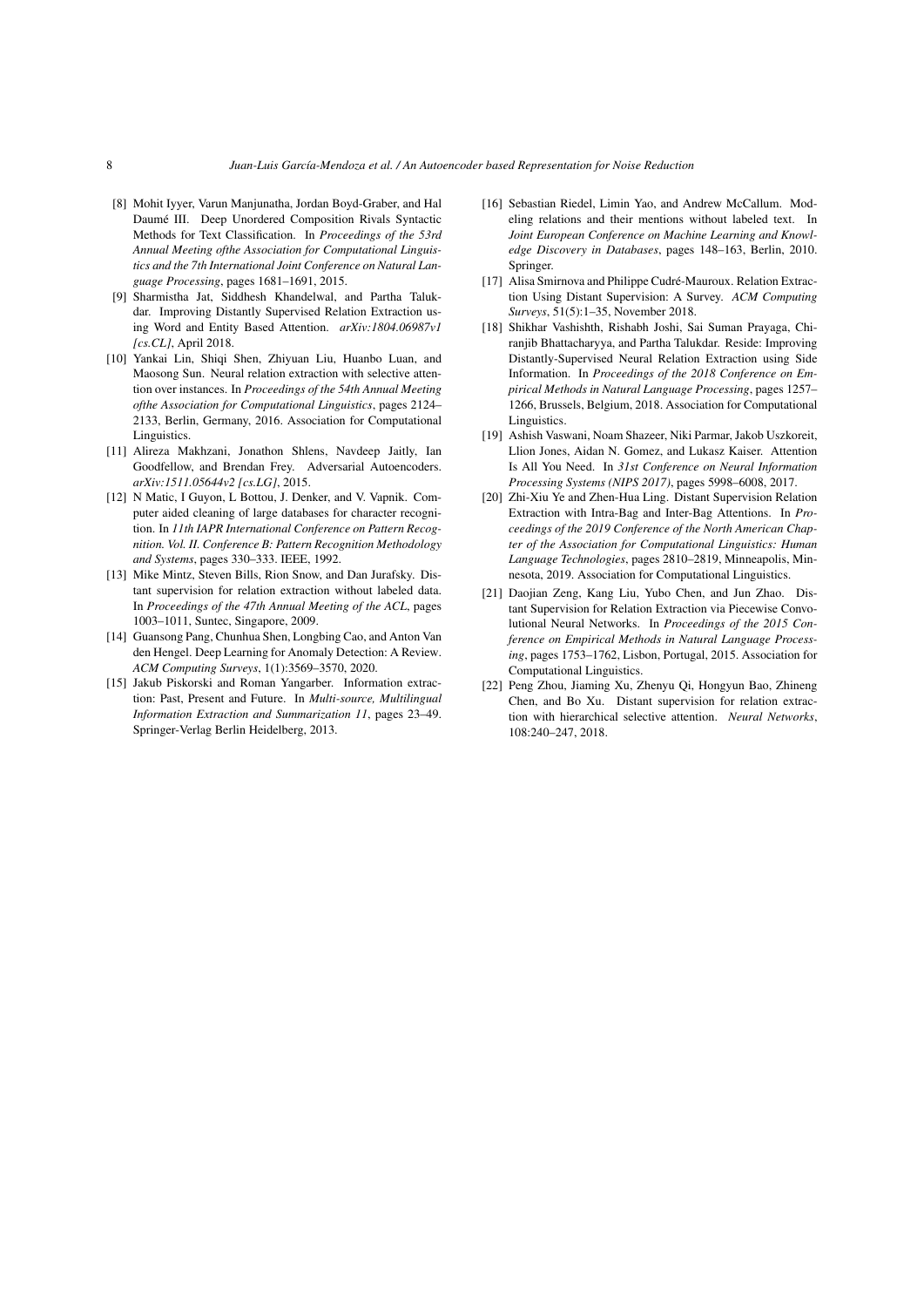[8] Mohit Iyyer, Varun Manjunatha, Jordan Boyd-Graber, and Hal Daumé III. Deep Unordered Composition Rivals Syntactic Methods for Text Classification. In *Proceedings of the 53rd Annual Meeting ofthe Association for Computational Linguistics and the 7th International Joint Conference on Natural Language Processing*, pages 1681–1691, 2015.

[9] Sharmistha Jat, Siddhesh Khandelwal, and Partha Talukdar. Improving Distantly Supervised Relation Extraction using Word and Entity Based Attention. *arXiv:1804.06987v1 [cs.CL]*, April 2018.

[10] Yankai Lin, Shiqi Shen, Zhiyuan Liu, Huanbo Luan, and Maosong Sun. Neural relation extraction with selective attention over instances. In *Proceedings of the 54th Annual Meeting ofthe Association for Computational Linguistics*, pages 2124–2133, Berlin, Germany, 2016. Association for Computational Linguistics.

[11] Alireza Makhzani, Jonathon Shlens, Navdeep Jaitly, Ian Goodfellow, and Brendan Frey. Adversarial Autoencoders. *arXiv:1511.05644v2 [cs.LG]*, 2015.

[12] N Matic, I Guyon, L Bottou, J. Denker, and V. Vapnik. Computer aided cleaning of large databases for character recognition. In *11th IAPR International Conference on Pattern Recognition. Vol. II. Conference B: Pattern Recognition Methodology and Systems*, pages 330–333. IEEE, 1992.

[13] Mike Mintz, Steven Bills, Rion Snow, and Dan Jurafsky. Distant supervision for relation extraction without labeled data. In *Proceedings of the 47th Annual Meeting of the ACL*, pages 1003–1011, Suntec, Singapore, 2009.

[14] Guansong Pang, Chunhua Shen, Longbing Cao, and Anton Van den Hengel. Deep Learning for Anomaly Detection: A Review. *ACM Computing Surveys*, 1(1):3569–3570, 2020.

[15] Jakub Piskorski and Roman Yangarber. Information extraction: Past, Present and Future. In *Multi-source, Multilingual Information Extraction and Summarization 11*, pages 23–49. Springer-Verlag Berlin Heidelberg, 2013.

[16] Sebastian Riedel, Limin Yao, and Andrew McCallum. Modeling relations and their mentions without labeled text. In *Joint European Conference on Machine Learning and Knowledge Discovery in Databases*, pages 148–163, Berlin, 2010. Springer.

[17] Alisa Smirnova and Philippe Cudré-Mauroux. Relation Extraction Using Distant Supervision: A Survey. *ACM Computing Surveys*, 51(5):1–35, November 2018.

[18] Shikhar Vashishth, Rishabh Joshi, Sai Suman Prayaga, Chiranjib Bhattacharyya, and Partha Talukdar. Reside: Improving Distantly-Supervised Neural Relation Extraction using Side Information. In *Proceedings of the 2018 Conference on Empirical Methods in Natural Language Processing*, pages 1257–1266, Brussels, Belgium, 2018. Association for Computational Linguistics.

[19] Ashish Vaswani, Noam Shazeer, Niki Parmar, Jakob Uszkoreit, Llion Jones, Aidan N. Gomez, and Lukasz Kaiser. Attention Is All You Need. In *31st Conference on Neural Information Processing Systems (NIPS 2017)*, pages 5998–6008, 2017.

[20] Zhi-Xiu Ye and Zhen-Hua Ling. Distant Supervision Relation Extraction with Intra-Bag and Inter-Bag Attentions. In *Proceedings of the 2019 Conference of the North American Chapter of the Association for Computational Linguistics: Human Language Technologies*, pages 2810–2819, Minneapolis, Minnesota, 2019. Association for Computational Linguistics.

[21] Daojian Zeng, Kang Liu, Yubo Chen, and Jun Zhao. Distant Supervision for Relation Extraction via Piecewise Convolutional Neural Networks. In *Proceedings of the 2015 Conference on Empirical Methods in Natural Language Processing*, pages 1753–1762, Lisbon, Portugal, 2015. Association for Computational Linguistics.

[22] Peng Zhou, Jiaming Xu, Zhenyu Qi, Hongyun Bao, Zhineng Chen, and Bo Xu. Distant supervision for relation extraction with hierarchical selective attention. *Neural Networks*, 108:240–247, 2018.